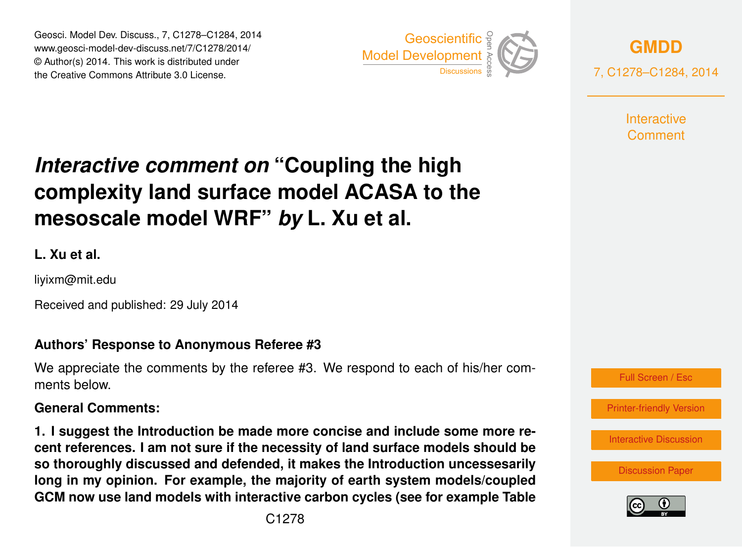# *Interactive comment on* "Coupling the high complexity land surface model ACASA to the mesoscale model WRF" *by* L. Xu et al.

**L. Xu et al.**

liyixm@mit.edu

Received and published: 29 July 2014

**Authors' Response to Anonymous Referee #3**

We appreciate the comments by the referee #3. We respond to each of his/her comments below.

**General Comments:**

**1. I suggest the Introduction be made more concise and include some more recent references. I am not sure if the necessity of land surface models should be so thoroughly discussed and defended, it makes the Introduction uncessesarily long in my opinion. For example, the majority of earth system models/coupled GCM now use land models with interactive carbon cycles (see for example Table**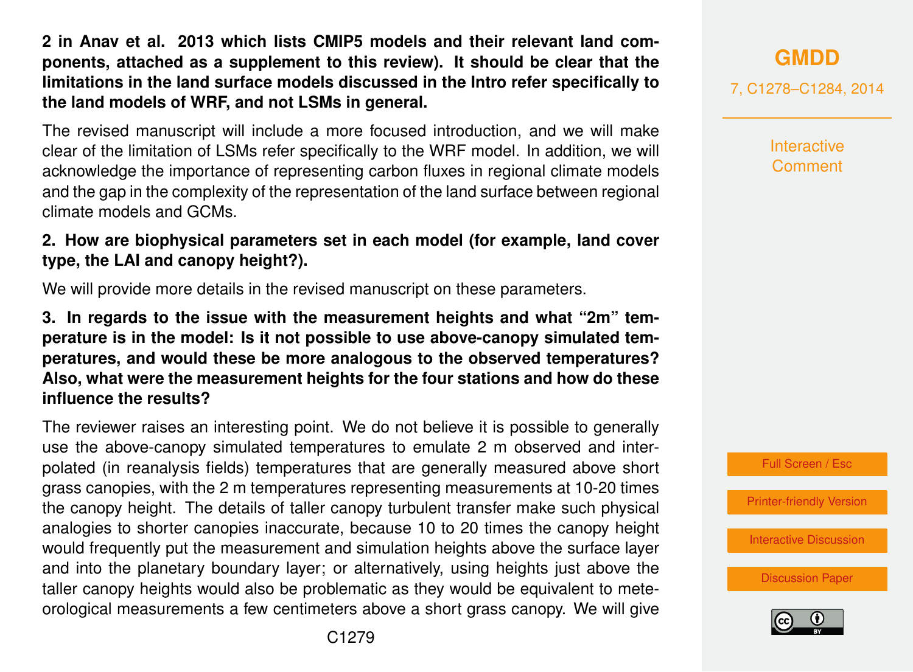**2 in Anav et al. 2013 which lists CMIP5 models and their relevant land components, attached as a supplement to this review). It should be clear that the limitations in the land surface models discussed in the Intro refer specifically to the land models of WRF, and not LSMs in general.**

The revised manuscript will include a more focused introduction, and we will make clear of the limitation of LSMs refer specifically to the WRF model. In addition, we will acknowledge the importance of representing carbon fluxes in regional climate models and the gap in the complexity of the representation of the land surface between regional climate models and GCMs.

**2. How are biophysical parameters set in each model (for example, land cover type, the LAI and canopy height?).**

We will provide more details in the revised manuscript on these parameters.

**3. In regards to the issue with the measurement heights and what "2m" temperature is in the model: Is it not possible to use above-canopy simulated temperatures, and would these be more analogous to the observed temperatures? Also, what were the measurement heights for the four stations and how do these influence the results?**

The reviewer raises an interesting point. We do not believe it is possible to generally use the above-canopy simulated temperatures to emulate 2 m observed and interpolated (in reanalysis fields) temperatures that are generally measured above short grass canopies, with the 2 m temperatures representing measurements at 10-20 times the canopy height. The details of taller canopy turbulent transfer make such physical analogies to shorter canopies inaccurate, because 10 to 20 times the canopy height would frequently put the measurement and simulation heights above the surface layer and into the planetary boundary layer; or alternatively, using heights just above the taller canopy heights would also be problematic as they would be equivalent to meteorological measurements a few centimeters above a short grass canopy. We will give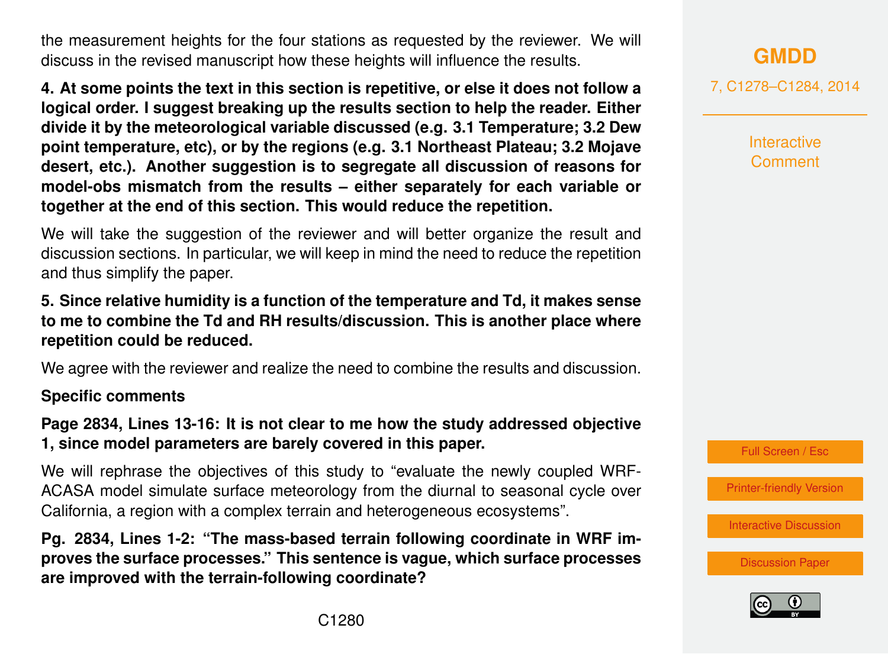the measurement heights for the four stations as requested by the reviewer. We will discuss in the revised manuscript how these heights will influence the results.

**4. At some points the text in this section is repetitive, or else it does not follow a logical order. I suggest breaking up the results section to help the reader. Either divide it by the meteorological variable discussed (e.g. 3.1 Temperature; 3.2 Dew point temperature, etc), or by the regions (e.g. 3.1 Northeast Plateau; 3.2 Mojave desert, etc.). Another suggestion is to segregate all discussion of reasons for model-obs mismatch from the results – either separately for each variable or together at the end of this section. This would reduce the repetition.**

We will take the suggestion of the reviewer and will better organize the result and discussion sections. In particular, we will keep in mind the need to reduce the repetition and thus simplify the paper.

**5. Since relative humidity is a function of the temperature and Td, it makes sense to me to combine the Td and RH results/discussion. This is another place where repetition could be reduced.**

We agree with the reviewer and realize the need to combine the results and discussion.

**Specific comments**

**Page 2834, Lines 13-16: It is not clear to me how the study addressed objective 1, since model parameters are barely covered in this paper.**

We will rephrase the objectives of this study to "evaluate the newly coupled WRF-ACASA model simulate surface meteorology from the diurnal to seasonal cycle over California, a region with a complex terrain and heterogeneous ecosystems".

**Pg. 2834, Lines 1-2: "The mass-based terrain following coordinate in WRF improves the surface processes." This sentence is vague, which surface processes are improved with the terrain-following coordinate?**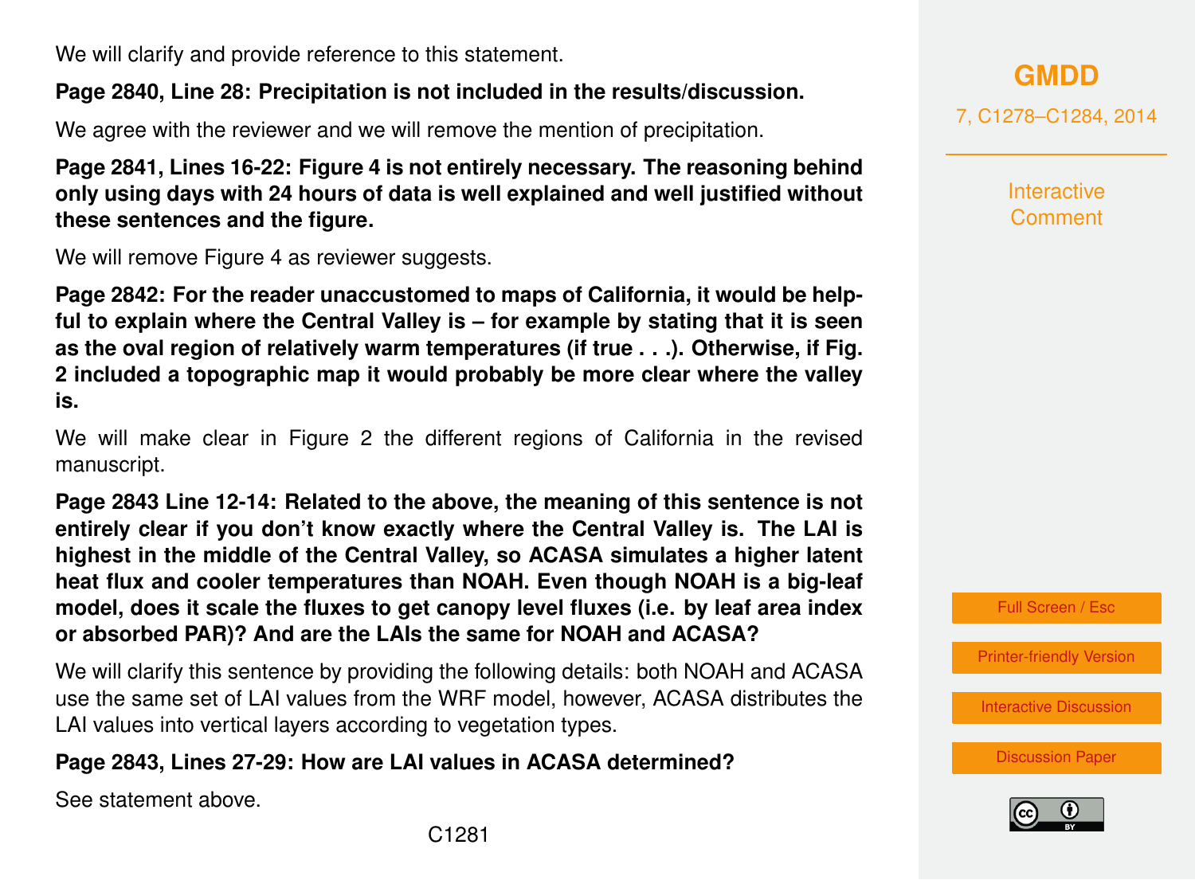We will clarify and provide reference to this statement.

**Page 2840, Line 28: Precipitation is not included in the results/discussion.**

We agree with the reviewer and we will remove the mention of precipitation.

**Page 2841, Lines 16-22: Figure 4 is not entirely necessary. The reasoning behind only using days with 24 hours of data is well explained and well justified without these sentences and the figure.**

We will remove Figure 4 as reviewer suggests.

**Page 2842: For the reader unaccustomed to maps of California, it would be helpful to explain where the Central Valley is – for example by stating that it is seen as the oval region of relatively warm temperatures (if true . . .). Otherwise, if Fig. 2 included a topographic map it would probably be more clear where the valley is.**

We will make clear in Figure 2 the different regions of California in the revised manuscript.

**Page 2843 Line 12-14: Related to the above, the meaning of this sentence is not entirely clear if you don't know exactly where the Central Valley is. The LAI is highest in the middle of the Central Valley, so ACASA simulates a higher latent heat flux and cooler temperatures than NOAH. Even though NOAH is a big-leaf model, does it scale the fluxes to get canopy level fluxes (i.e. by leaf area index or absorbed PAR)? And are the LAIs the same for NOAH and ACASA?**

We will clarify this sentence by providing the following details: both NOAH and ACASA use the same set of LAI values from the WRF model, however, ACASA distributes the LAI values into vertical layers according to vegetation types.

**Page 2843, Lines 27-29: How are LAI values in ACASA determined?**

See statement above.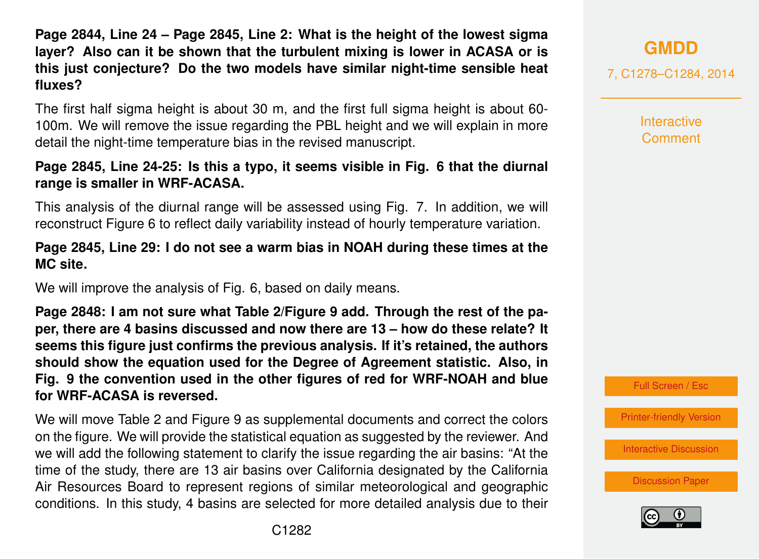**Page 2844, Line 24 – Page 2845, Line 2: What is the height of the lowest sigma layer? Also can it be shown that the turbulent mixing is lower in ACASA or is this just conjecture? Do the two models have similar night-time sensible heat fluxes?**

The first half sigma height is about 30 m, and the first full sigma height is about 60-100m. We will remove the issue regarding the PBL height and we will explain in more detail the night-time temperature bias in the revised manuscript.

**Page 2845, Line 24-25: Is this a typo, it seems visible in Fig. 6 that the diurnal range is smaller in WRF-ACASA.**

This analysis of the diurnal range will be assessed using Fig. 7. In addition, we will reconstruct Figure 6 to reflect daily variability instead of hourly temperature variation.

**Page 2845, Line 29: I do not see a warm bias in NOAH during these times at the MC site.**

We will improve the analysis of Fig. 6, based on daily means.

**Page 2848: I am not sure what Table 2/Figure 9 add. Through the rest of the paper, there are 4 basins discussed and now there are 13 – how do these relate? It seems this figure just confirms the previous analysis. If it's retained, the authors should show the equation used for the Degree of Agreement statistic. Also, in Fig. 9 the convention used in the other figures of red for WRF-NOAH and blue for WRF-ACASA is reversed.**

We will move Table 2 and Figure 9 as supplemental documents and correct the colors on the figure. We will provide the statistical equation as suggested by the reviewer. And we will add the following statement to clarify the issue regarding the air basins: "At the time of the study, there are 13 air basins over California designated by the California Air Resources Board to represent regions of similar meteorological and geographic conditions. In this study, 4 basins are selected for more detailed analysis due to their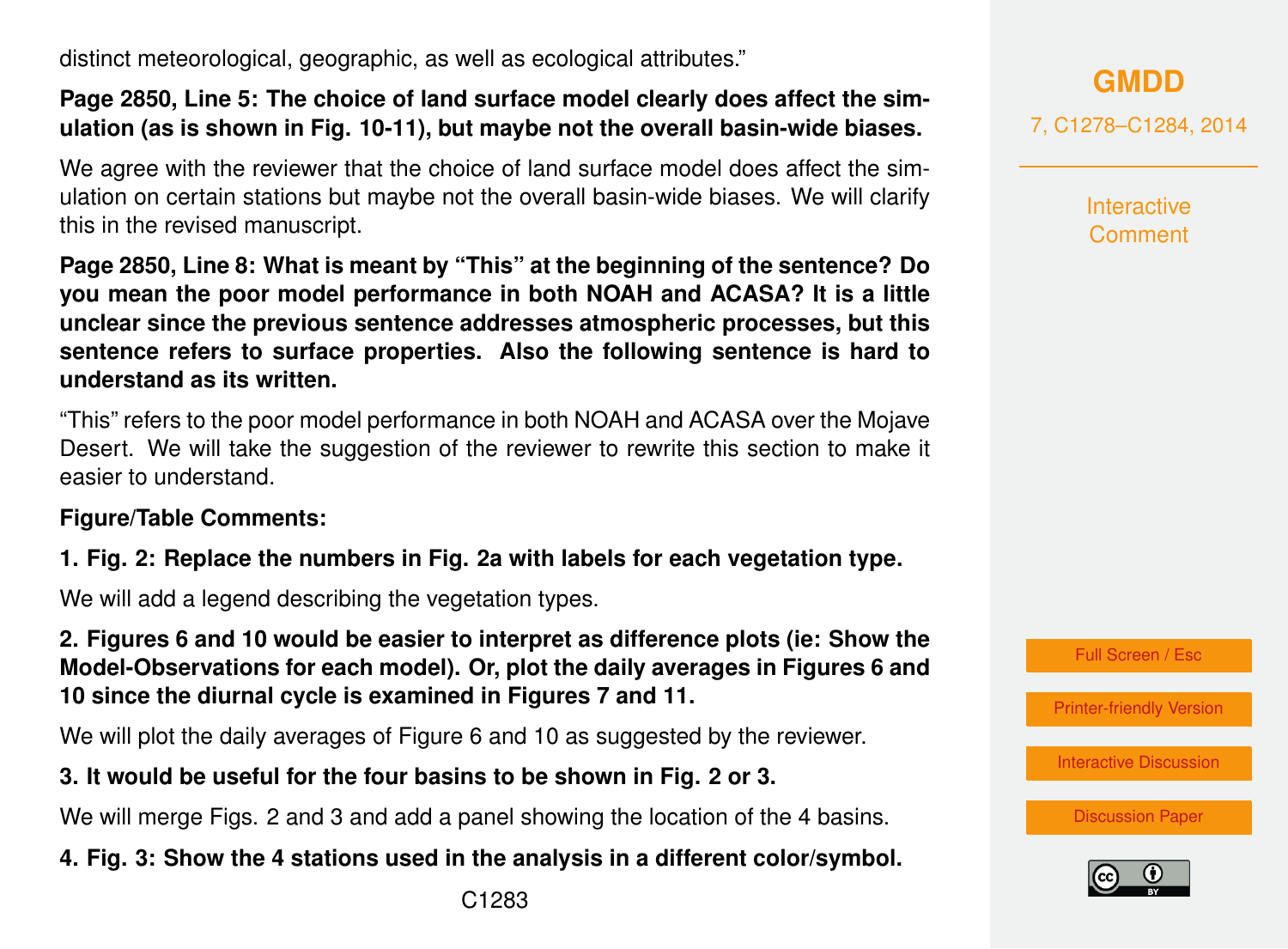distinct meteorological, geographic, as well as ecological attributes."

**Page 2850, Line 5: The choice of land surface model clearly does affect the simulation (as is shown in Fig. 10-11), but maybe not the overall basin-wide biases.**

We agree with the reviewer that the choice of land surface model does affect the simulation on certain stations but maybe not the overall basin-wide biases. We will clarify this in the revised manuscript.

**Page 2850, Line 8: What is meant by "This" at the beginning of the sentence? Do you mean the poor model performance in both NOAH and ACASA? It is a little unclear since the previous sentence addresses atmospheric processes, but this sentence refers to surface properties. Also the following sentence is hard to understand as its written.**

"This" refers to the poor model performance in both NOAH and ACASA over the Mojave Desert. We will take the suggestion of the reviewer to rewrite this section to make it easier to understand.

**Figure/Table Comments:**

**1. Fig. 2: Replace the numbers in Fig. 2a with labels for each vegetation type.**

We will add a legend describing the vegetation types.

**2. Figures 6 and 10 would be easier to interpret as difference plots (ie: Show the Model-Observations for each model). Or, plot the daily averages in Figures 6 and 10 since the diurnal cycle is examined in Figures 7 and 11.**

We will plot the daily averages of Figure 6 and 10 as suggested by the reviewer.

**3. It would be useful for the four basins to be shown in Fig. 2 or 3.**

We will merge Figs. 2 and 3 and add a panel showing the location of the 4 basins.

**4. Fig. 3: Show the 4 stations used in the analysis in a different color/symbol.**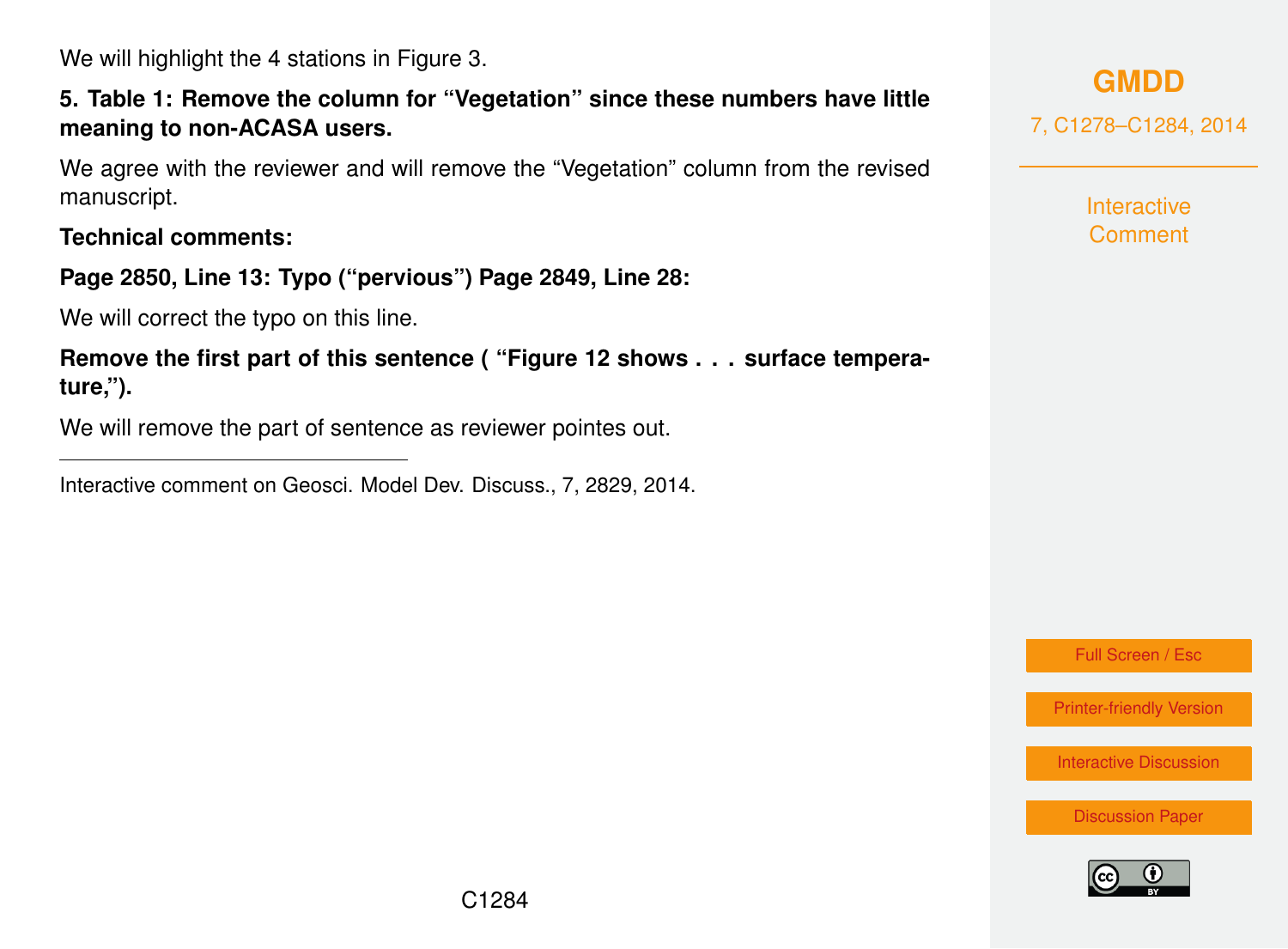We will highlight the 4 stations in Figure 3.

**5. Table 1: Remove the column for "Vegetation" since these numbers have little meaning to non-ACASA users.**

We agree with the reviewer and will remove the "Vegetation" column from the revised manuscript.

**Technical comments:**

**Page 2850, Line 13: Typo ("pervious") Page 2849, Line 28:**

We will correct the typo on this line.

**Remove the first part of this sentence ( "Figure 12 shows . . . surface temperature,").**

We will remove the part of sentence as reviewer pointes out.

---

Interactive comment on Geosci. Model Dev. Discuss., 7, 2829, 2014.